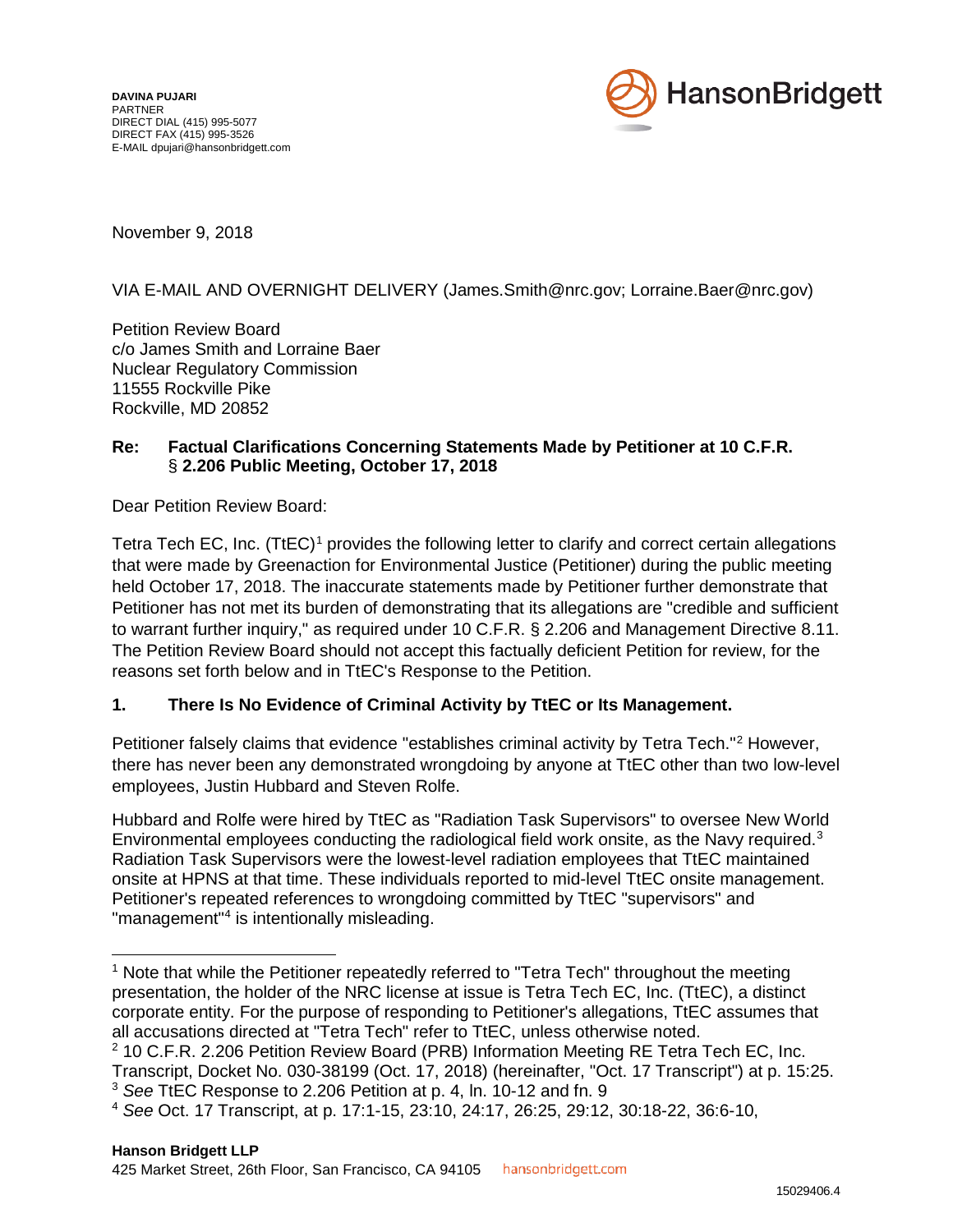**DAVINA PUJARI**
PARTNER
DIRECT DIAL (415) 995-5077
DIRECT FAX (415) 995-3526
E-MAIL dpujari@hansonbridgett.com

HansonBridgett

November 9, 2018

VIA E-MAIL AND OVERNIGHT DELIVERY (James.Smith@nrc.gov; Lorraine.Baer@nrc.gov)

Petition Review Board
c/o James Smith and Lorraine Baer
Nuclear Regulatory Commission
11555 Rockville Pike
Rockville, MD 20852

**Re: Factual Clarifications Concerning Statements Made by Petitioner at 10 C.F.R. § 2.206 Public Meeting, October 17, 2018**

Dear Petition Review Board:

Tetra Tech EC, Inc. (TtEC)[1] provides the following letter to clarify and correct certain allegations that were made by Greenaction for Environmental Justice (Petitioner) during the public meeting held October 17, 2018. The inaccurate statements made by Petitioner further demonstrate that Petitioner has not met its burden of demonstrating that its allegations are "credible and sufficient to warrant further inquiry," as required under 10 C.F.R. § 2.206 and Management Directive 8.11. The Petition Review Board should not accept this factually deficient Petition for review, for the reasons set forth below and in TtEC's Response to the Petition.

## 1. There Is No Evidence of Criminal Activity by TtEC or Its Management.

Petitioner falsely claims that evidence "establishes criminal activity by Tetra Tech."[2] However, there has never been any demonstrated wrongdoing by anyone at TtEC other than two low-level employees, Justin Hubbard and Steven Rolfe.

Hubbard and Rolfe were hired by TtEC as "Radiation Task Supervisors" to oversee New World Environmental employees conducting the radiological field work onsite, as the Navy required.[3] Radiation Task Supervisors were the lowest-level radiation employees that TtEC maintained onsite at HPNS at that time. These individuals reported to mid-level TtEC onsite management. Petitioner's repeated references to wrongdoing committed by TtEC "supervisors" and "management"[4] is intentionally misleading.

---

[1] Note that while the Petitioner repeatedly referred to "Tetra Tech" throughout the meeting presentation, the holder of the NRC license at issue is Tetra Tech EC, Inc. (TtEC), a distinct corporate entity. For the purpose of responding to Petitioner's allegations, TtEC assumes that all accusations directed at "Tetra Tech" refer to TtEC, unless otherwise noted.

[2] 10 C.F.R. 2.206 Petition Review Board (PRB) Information Meeting RE Tetra Tech EC, Inc. Transcript, Docket No. 030-38199 (Oct. 17, 2018) (hereinafter, "Oct. 17 Transcript") at p. 15:25.

[3] *See* TtEC Response to 2.206 Petition at p. 4, ln. 10-12 and fn. 9

[4] *See* Oct. 17 Transcript, at p. 17:1-15, 23:10, 24:17, 26:25, 29:12, 30:18-22, 36:6-10,

**Hanson Bridgett LLP**
425 Market Street, 26th Floor, San Francisco, CA 94105 hansonbridgett.com

15029406.4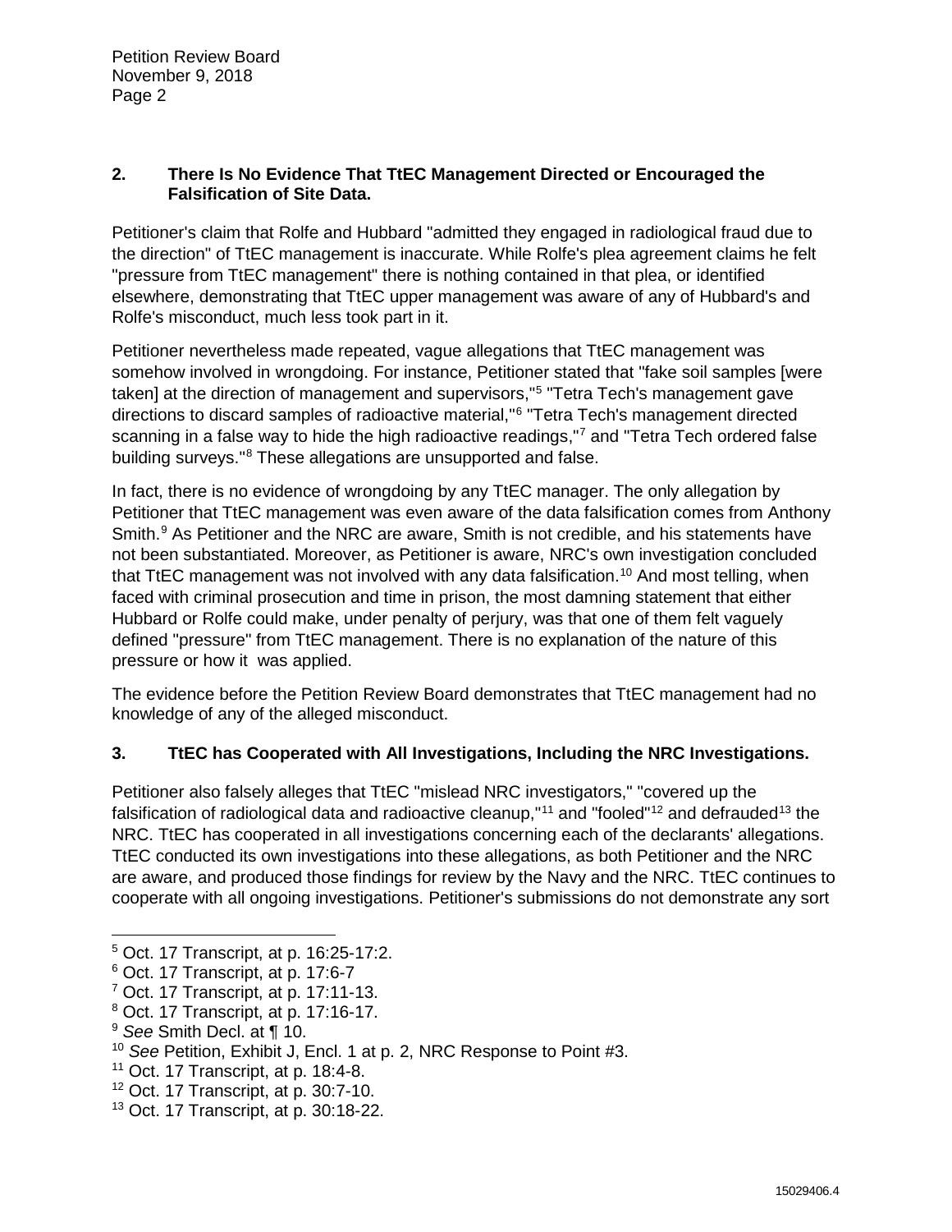## 2. There Is No Evidence That TtEC Management Directed or Encouraged the Falsification of Site Data.

Petitioner's claim that Rolfe and Hubbard "admitted they engaged in radiological fraud due to the direction" of TtEC management is inaccurate. While Rolfe's plea agreement claims he felt "pressure from TtEC management" there is nothing contained in that plea, or identified elsewhere, demonstrating that TtEC upper management was aware of any of Hubbard's and Rolfe's misconduct, much less took part in it.

Petitioner nevertheless made repeated, vague allegations that TtEC management was somehow involved in wrongdoing. For instance, Petitioner stated that "fake soil samples [were taken] at the direction of management and supervisors,"[5] "Tetra Tech's management gave directions to discard samples of radioactive material,"[6] "Tetra Tech's management directed scanning in a false way to hide the high radioactive readings,"[7] and "Tetra Tech ordered false building surveys."[8] These allegations are unsupported and false.

In fact, there is no evidence of wrongdoing by any TtEC manager. The only allegation by Petitioner that TtEC management was even aware of the data falsification comes from Anthony Smith.[9] As Petitioner and the NRC are aware, Smith is not credible, and his statements have not been substantiated. Moreover, as Petitioner is aware, NRC's own investigation concluded that TtEC management was not involved with any data falsification.[10] And most telling, when faced with criminal prosecution and time in prison, the most damning statement that either Hubbard or Rolfe could make, under penalty of perjury, was that one of them felt vaguely defined "pressure" from TtEC management. There is no explanation of the nature of this pressure or how it was applied.

The evidence before the Petition Review Board demonstrates that TtEC management had no knowledge of any of the alleged misconduct.

## 3. TtEC has Cooperated with All Investigations, Including the NRC Investigations.

Petitioner also falsely alleges that TtEC "mislead NRC investigators," "covered up the falsification of radiological data and radioactive cleanup,"[11] and "fooled"[12] and defrauded[13] the NRC. TtEC has cooperated in all investigations concerning each of the declarants' allegations. TtEC conducted its own investigations into these allegations, as both Petitioner and the NRC are aware, and produced those findings for review by the Navy and the NRC. TtEC continues to cooperate with all ongoing investigations. Petitioner's submissions do not demonstrate any sort

---

[5] Oct. 17 Transcript, at p. 16:25-17:2.

[6] Oct. 17 Transcript, at p. 17:6-7

[7] Oct. 17 Transcript, at p. 17:11-13.

[8] Oct. 17 Transcript, at p. 17:16-17.

[9] *See* Smith Decl. at ¶ 10.

[10] *See* Petition, Exhibit J, Encl. 1 at p. 2, NRC Response to Point #3.

[11] Oct. 17 Transcript, at p. 18:4-8.

[12] Oct. 17 Transcript, at p. 30:7-10.

[13] Oct. 17 Transcript, at p. 30:18-22.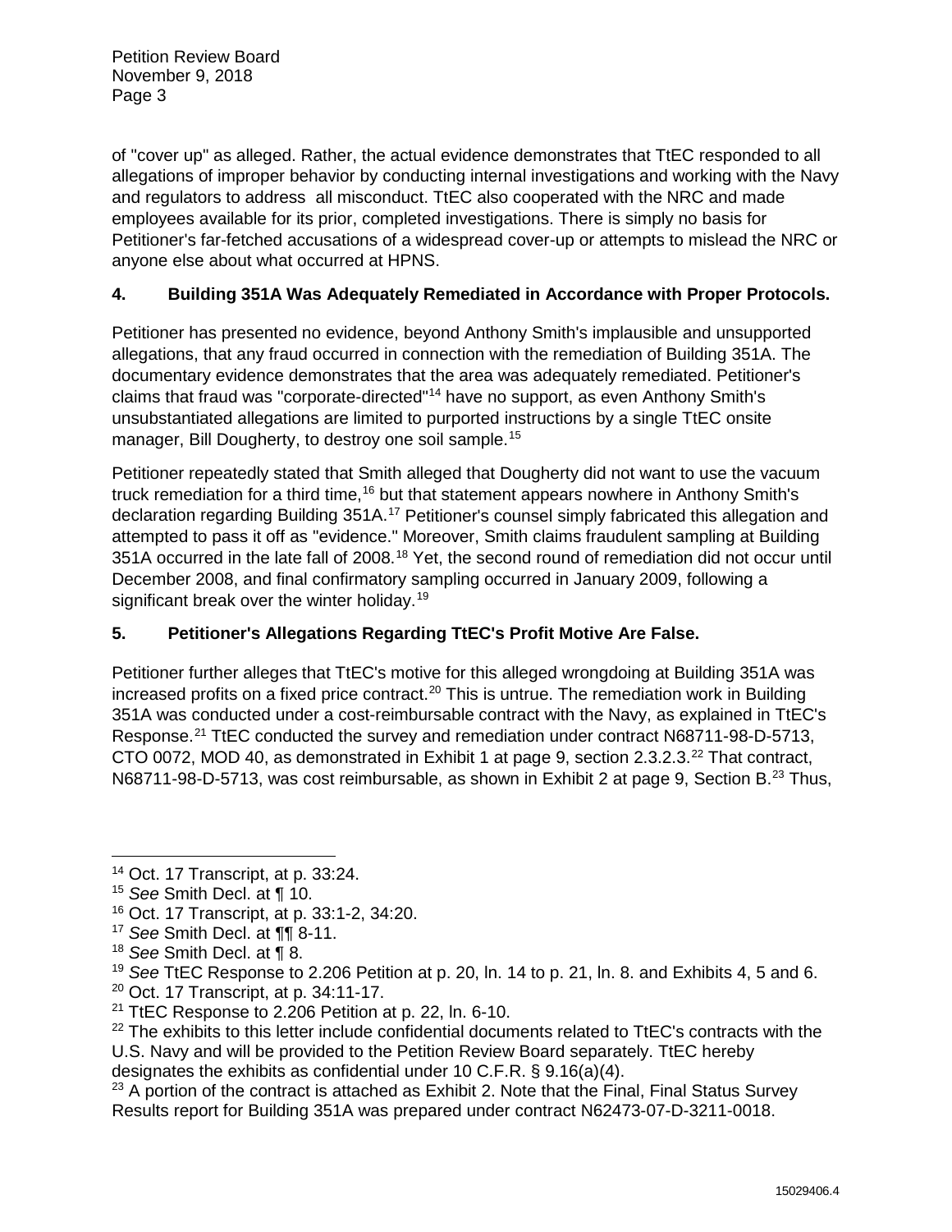of "cover up" as alleged. Rather, the actual evidence demonstrates that TtEC responded to all allegations of improper behavior by conducting internal investigations and working with the Navy and regulators to address all misconduct. TtEC also cooperated with the NRC and made employees available for its prior, completed investigations. There is simply no basis for Petitioner's far-fetched accusations of a widespread cover-up or attempts to mislead the NRC or anyone else about what occurred at HPNS.

**4. Building 351A Was Adequately Remediated in Accordance with Proper Protocols.**

Petitioner has presented no evidence, beyond Anthony Smith's implausible and unsupported allegations, that any fraud occurred in connection with the remediation of Building 351A. The documentary evidence demonstrates that the area was adequately remediated. Petitioner's claims that fraud was "corporate-directed"[14] have no support, as even Anthony Smith's unsubstantiated allegations are limited to purported instructions by a single TtEC onsite manager, Bill Dougherty, to destroy one soil sample.[15]

Petitioner repeatedly stated that Smith alleged that Dougherty did not want to use the vacuum truck remediation for a third time,[16] but that statement appears nowhere in Anthony Smith's declaration regarding Building 351A.[17] Petitioner's counsel simply fabricated this allegation and attempted to pass it off as "evidence." Moreover, Smith claims fraudulent sampling at Building 351A occurred in the late fall of 2008.[18] Yet, the second round of remediation did not occur until December 2008, and final confirmatory sampling occurred in January 2009, following a significant break over the winter holiday.[19]

**5. Petitioner's Allegations Regarding TtEC's Profit Motive Are False.**

Petitioner further alleges that TtEC's motive for this alleged wrongdoing at Building 351A was increased profits on a fixed price contract.[20] This is untrue. The remediation work in Building 351A was conducted under a cost-reimbursable contract with the Navy, as explained in TtEC's Response.[21] TtEC conducted the survey and remediation under contract N68711-98-D-5713, CTO 0072, MOD 40, as demonstrated in Exhibit 1 at page 9, section 2.3.2.3.[22] That contract, N68711-98-D-5713, was cost reimbursable, as shown in Exhibit 2 at page 9, Section B.[23] Thus,

---

[14] Oct. 17 Transcript, at p. 33:24.

[15] *See* Smith Decl. at ¶ 10.

[16] Oct. 17 Transcript, at p. 33:1-2, 34:20.

[17] *See* Smith Decl. at ¶¶ 8-11.

[18] *See* Smith Decl. at ¶ 8.

[19] *See* TtEC Response to 2.206 Petition at p. 20, ln. 14 to p. 21, ln. 8. and Exhibits 4, 5 and 6.

[20] Oct. 17 Transcript, at p. 34:11-17.

[21] TtEC Response to 2.206 Petition at p. 22, ln. 6-10.

[22] The exhibits to this letter include confidential documents related to TtEC's contracts with the U.S. Navy and will be provided to the Petition Review Board separately. TtEC hereby designates the exhibits as confidential under 10 C.F.R. § 9.16(a)(4).

[23] A portion of the contract is attached as Exhibit 2. Note that the Final, Final Status Survey Results report for Building 351A was prepared under contract N62473-07-D-3211-0018.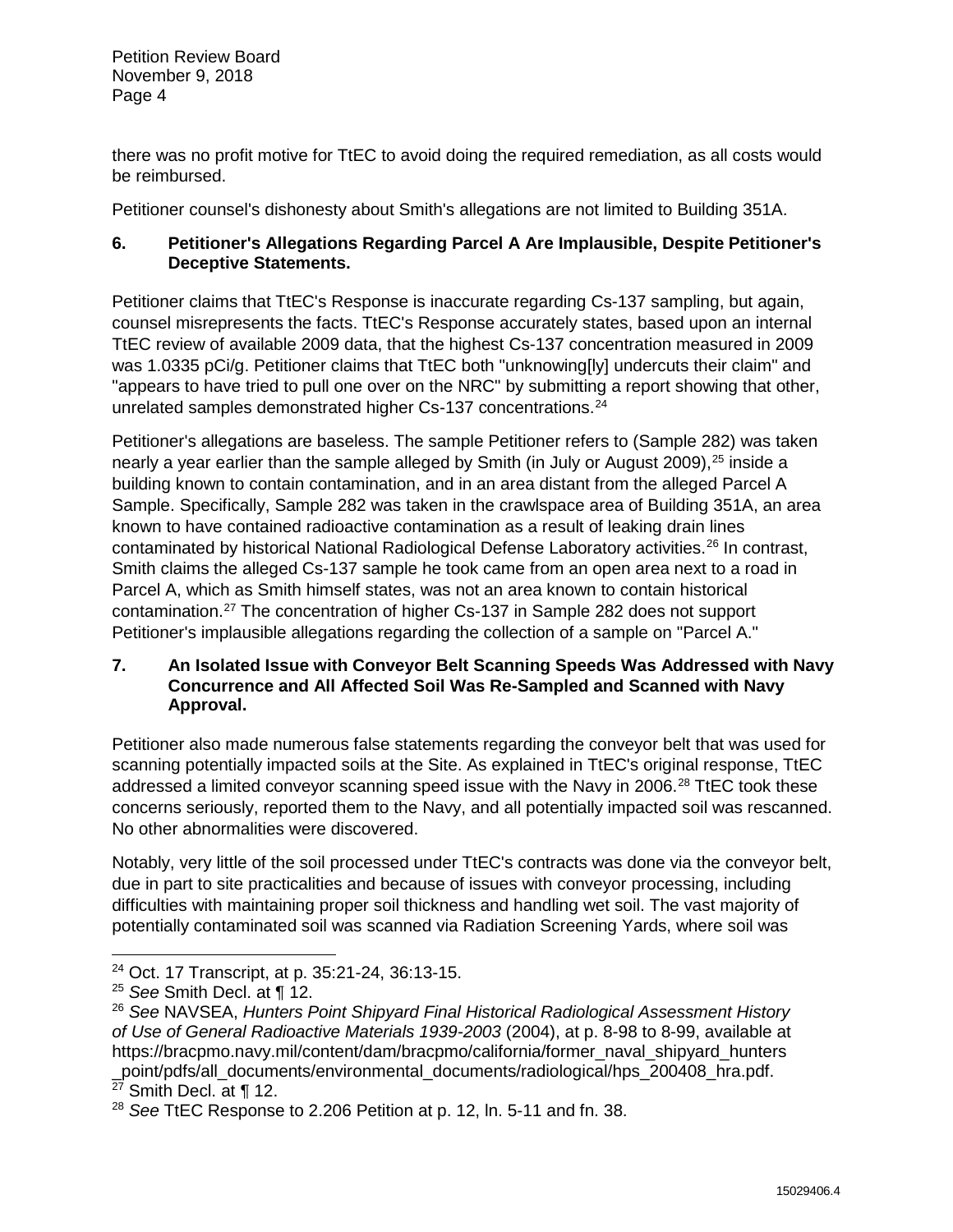there was no profit motive for TtEC to avoid doing the required remediation, as all costs would be reimbursed.

Petitioner counsel's dishonesty about Smith's allegations are not limited to Building 351A.

**6. Petitioner's Allegations Regarding Parcel A Are Implausible, Despite Petitioner's Deceptive Statements.**

Petitioner claims that TtEC's Response is inaccurate regarding Cs-137 sampling, but again, counsel misrepresents the facts. TtEC's Response accurately states, based upon an internal TtEC review of available 2009 data, that the highest Cs-137 concentration measured in 2009 was 1.0335 pCi/g. Petitioner claims that TtEC both "unknowing[ly] undercuts their claim" and "appears to have tried to pull one over on the NRC" by submitting a report showing that other, unrelated samples demonstrated higher Cs-137 concentrations.[24]

Petitioner's allegations are baseless. The sample Petitioner refers to (Sample 282) was taken nearly a year earlier than the sample alleged by Smith (in July or August 2009),[25] inside a building known to contain contamination, and in an area distant from the alleged Parcel A Sample. Specifically, Sample 282 was taken in the crawlspace area of Building 351A, an area known to have contained radioactive contamination as a result of leaking drain lines contaminated by historical National Radiological Defense Laboratory activities.[26] In contrast, Smith claims the alleged Cs-137 sample he took came from an open area next to a road in Parcel A, which as Smith himself states, was not an area known to contain historical contamination.[27] The concentration of higher Cs-137 in Sample 282 does not support Petitioner's implausible allegations regarding the collection of a sample on "Parcel A."

**7. An Isolated Issue with Conveyor Belt Scanning Speeds Was Addressed with Navy Concurrence and All Affected Soil Was Re-Sampled and Scanned with Navy Approval.**

Petitioner also made numerous false statements regarding the conveyor belt that was used for scanning potentially impacted soils at the Site. As explained in TtEC's original response, TtEC addressed a limited conveyor scanning speed issue with the Navy in 2006.[28] TtEC took these concerns seriously, reported them to the Navy, and all potentially impacted soil was rescanned. No other abnormalities were discovered.

Notably, very little of the soil processed under TtEC's contracts was done via the conveyor belt, due in part to site practicalities and because of issues with conveyor processing, including difficulties with maintaining proper soil thickness and handling wet soil. The vast majority of potentially contaminated soil was scanned via Radiation Screening Yards, where soil was

---

[24] Oct. 17 Transcript, at p. 35:21-24, 36:13-15.

[25] *See* Smith Decl. at ¶ 12.

[26] *See* NAVSEA, *Hunters Point Shipyard Final Historical Radiological Assessment History of Use of General Radioactive Materials 1939-2003* (2004), at p. 8-98 to 8-99, available at https://bracpmo.navy.mil/content/dam/bracpmo/california/former_naval_shipyard_hunters_point/pdfs/all_documents/environmental_documents/radiological/hps_200408_hra.pdf.

[27] Smith Decl. at ¶ 12.

[28] *See* TtEC Response to 2.206 Petition at p. 12, ln. 5-11 and fn. 38.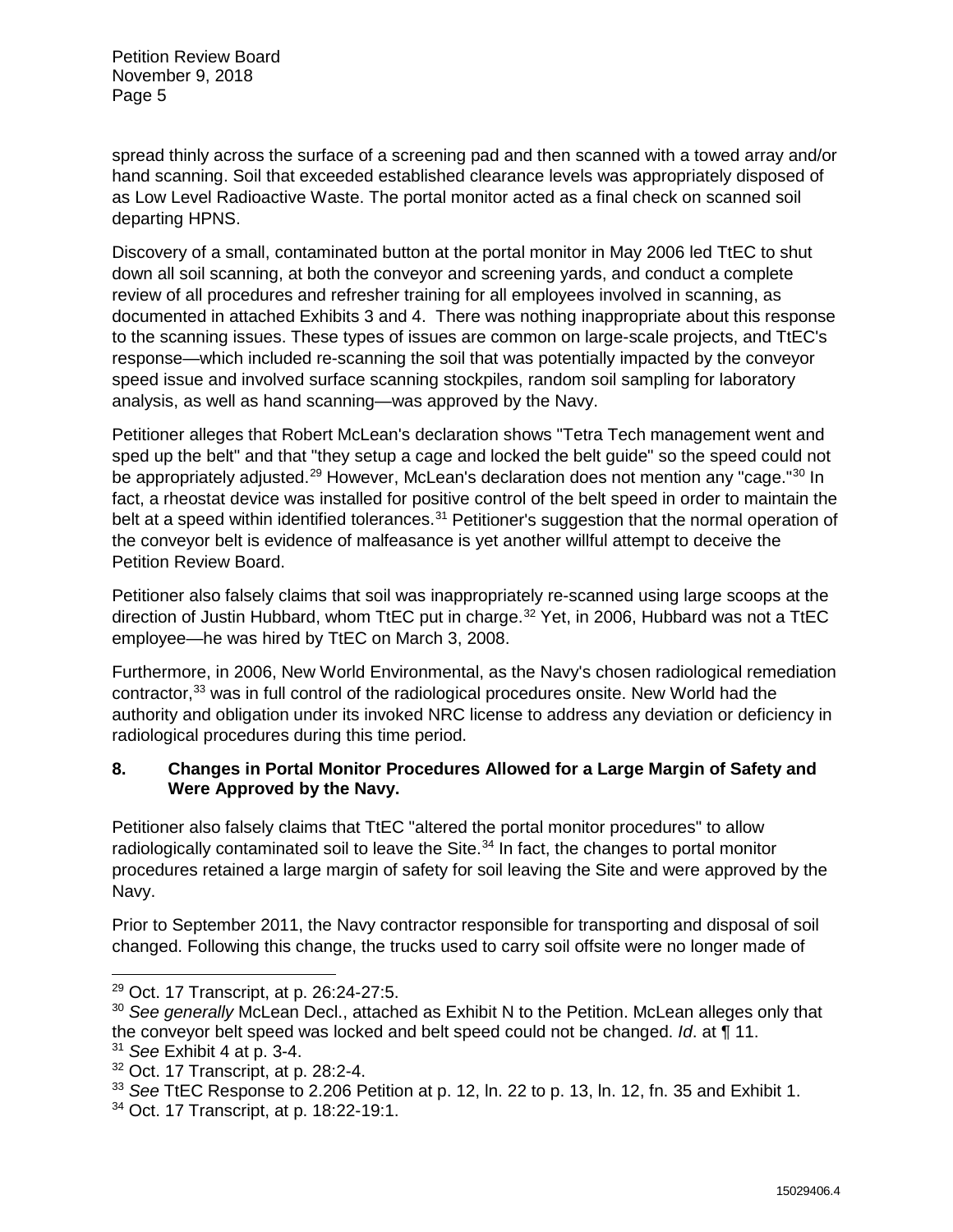spread thinly across the surface of a screening pad and then scanned with a towed array and/or hand scanning. Soil that exceeded established clearance levels was appropriately disposed of as Low Level Radioactive Waste. The portal monitor acted as a final check on scanned soil departing HPNS.

Discovery of a small, contaminated button at the portal monitor in May 2006 led TtEC to shut down all soil scanning, at both the conveyor and screening yards, and conduct a complete review of all procedures and refresher training for all employees involved in scanning, as documented in attached Exhibits 3 and 4. There was nothing inappropriate about this response to the scanning issues. These types of issues are common on large-scale projects, and TtEC's response—which included re-scanning the soil that was potentially impacted by the conveyor speed issue and involved surface scanning stockpiles, random soil sampling for laboratory analysis, as well as hand scanning—was approved by the Navy.

Petitioner alleges that Robert McLean's declaration shows "Tetra Tech management went and sped up the belt" and that "they setup a cage and locked the belt guide" so the speed could not be appropriately adjusted.[29] However, McLean's declaration does not mention any "cage."[30] In fact, a rheostat device was installed for positive control of the belt speed in order to maintain the belt at a speed within identified tolerances.[31] Petitioner's suggestion that the normal operation of the conveyor belt is evidence of malfeasance is yet another willful attempt to deceive the Petition Review Board.

Petitioner also falsely claims that soil was inappropriately re-scanned using large scoops at the direction of Justin Hubbard, whom TtEC put in charge.[32] Yet, in 2006, Hubbard was not a TtEC employee—he was hired by TtEC on March 3, 2008.

Furthermore, in 2006, New World Environmental, as the Navy's chosen radiological remediation contractor,[33] was in full control of the radiological procedures onsite. New World had the authority and obligation under its invoked NRC license to address any deviation or deficiency in radiological procedures during this time period.

### 8. Changes in Portal Monitor Procedures Allowed for a Large Margin of Safety and Were Approved by the Navy.

Petitioner also falsely claims that TtEC "altered the portal monitor procedures" to allow radiologically contaminated soil to leave the Site.[34] In fact, the changes to portal monitor procedures retained a large margin of safety for soil leaving the Site and were approved by the Navy.

Prior to September 2011, the Navy contractor responsible for transporting and disposal of soil changed. Following this change, the trucks used to carry soil offsite were no longer made of

---

[29] Oct. 17 Transcript, at p. 26:24-27:5.

[30] *See generally* McLean Decl., attached as Exhibit N to the Petition. McLean alleges only that the conveyor belt speed was locked and belt speed could not be changed. *Id*. at ¶ 11.

[31] *See* Exhibit 4 at p. 3-4.

[32] Oct. 17 Transcript, at p. 28:2-4.

[33] *See* TtEC Response to 2.206 Petition at p. 12, ln. 22 to p. 13, ln. 12, fn. 35 and Exhibit 1.

[34] Oct. 17 Transcript, at p. 18:22-19:1.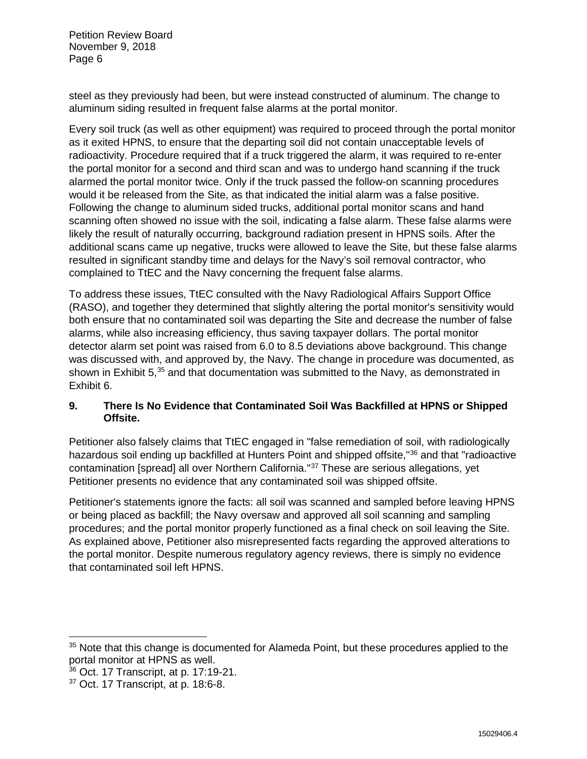steel as they previously had been, but were instead constructed of aluminum. The change to aluminum siding resulted in frequent false alarms at the portal monitor.

Every soil truck (as well as other equipment) was required to proceed through the portal monitor as it exited HPNS, to ensure that the departing soil did not contain unacceptable levels of radioactivity. Procedure required that if a truck triggered the alarm, it was required to re-enter the portal monitor for a second and third scan and was to undergo hand scanning if the truck alarmed the portal monitor twice. Only if the truck passed the follow-on scanning procedures would it be released from the Site, as that indicated the initial alarm was a false positive. Following the change to aluminum sided trucks, additional portal monitor scans and hand scanning often showed no issue with the soil, indicating a false alarm. These false alarms were likely the result of naturally occurring, background radiation present in HPNS soils. After the additional scans came up negative, trucks were allowed to leave the Site, but these false alarms resulted in significant standby time and delays for the Navy's soil removal contractor, who complained to TtEC and the Navy concerning the frequent false alarms.

To address these issues, TtEC consulted with the Navy Radiological Affairs Support Office (RASO), and together they determined that slightly altering the portal monitor's sensitivity would both ensure that no contaminated soil was departing the Site and decrease the number of false alarms, while also increasing efficiency, thus saving taxpayer dollars. The portal monitor detector alarm set point was raised from 6.0 to 8.5 deviations above background. This change was discussed with, and approved by, the Navy. The change in procedure was documented, as shown in Exhibit 5,[35] and that documentation was submitted to the Navy, as demonstrated in Exhibit 6.

## 9. There Is No Evidence that Contaminated Soil Was Backfilled at HPNS or Shipped Offsite.

Petitioner also falsely claims that TtEC engaged in "false remediation of soil, with radiologically hazardous soil ending up backfilled at Hunters Point and shipped offsite,"[36] and that "radioactive contamination [spread] all over Northern California."[37] These are serious allegations, yet Petitioner presents no evidence that any contaminated soil was shipped offsite.

Petitioner's statements ignore the facts: all soil was scanned and sampled before leaving HPNS or being placed as backfill; the Navy oversaw and approved all soil scanning and sampling procedures; and the portal monitor properly functioned as a final check on soil leaving the Site. As explained above, Petitioner also misrepresented facts regarding the approved alterations to the portal monitor. Despite numerous regulatory agency reviews, there is simply no evidence that contaminated soil left HPNS.

---

[35] Note that this change is documented for Alameda Point, but these procedures applied to the portal monitor at HPNS as well.

[36] Oct. 17 Transcript, at p. 17:19-21.

[37] Oct. 17 Transcript, at p. 18:6-8.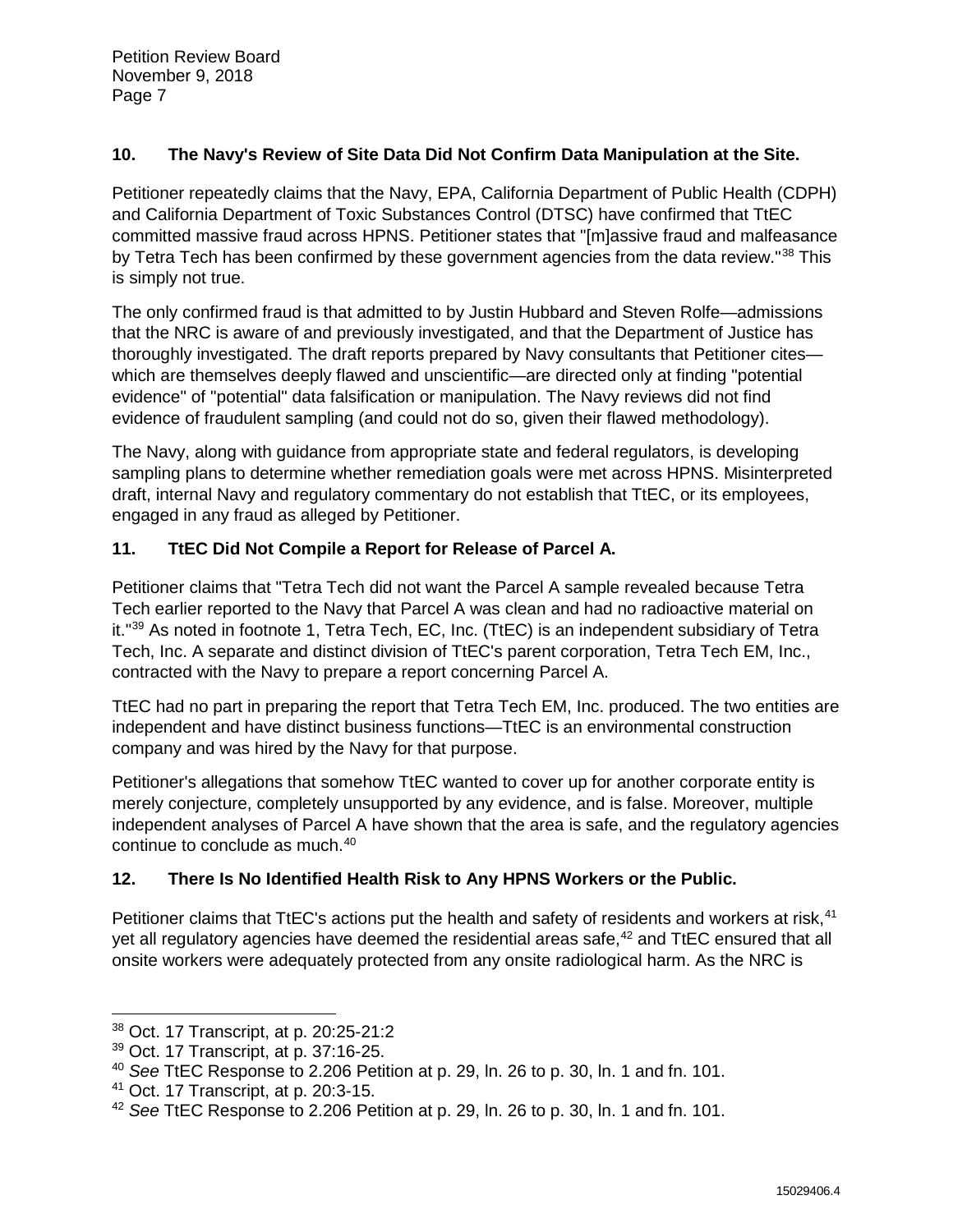### 10. The Navy's Review of Site Data Did Not Confirm Data Manipulation at the Site.

Petitioner repeatedly claims that the Navy, EPA, California Department of Public Health (CDPH) and California Department of Toxic Substances Control (DTSC) have confirmed that TtEC committed massive fraud across HPNS. Petitioner states that "[m]assive fraud and malfeasance by Tetra Tech has been confirmed by these government agencies from the data review."[38] This is simply not true.

The only confirmed fraud is that admitted to by Justin Hubbard and Steven Rolfe—admissions that the NRC is aware of and previously investigated, and that the Department of Justice has thoroughly investigated. The draft reports prepared by Navy consultants that Petitioner cites—which are themselves deeply flawed and unscientific—are directed only at finding "potential evidence" of "potential" data falsification or manipulation. The Navy reviews did not find evidence of fraudulent sampling (and could not do so, given their flawed methodology).

The Navy, along with guidance from appropriate state and federal regulators, is developing sampling plans to determine whether remediation goals were met across HPNS. Misinterpreted draft, internal Navy and regulatory commentary do not establish that TtEC, or its employees, engaged in any fraud as alleged by Petitioner.

### 11. TtEC Did Not Compile a Report for Release of Parcel A.

Petitioner claims that "Tetra Tech did not want the Parcel A sample revealed because Tetra Tech earlier reported to the Navy that Parcel A was clean and had no radioactive material on it."[39] As noted in footnote 1, Tetra Tech, EC, Inc. (TtEC) is an independent subsidiary of Tetra Tech, Inc. A separate and distinct division of TtEC's parent corporation, Tetra Tech EM, Inc., contracted with the Navy to prepare a report concerning Parcel A.

TtEC had no part in preparing the report that Tetra Tech EM, Inc. produced. The two entities are independent and have distinct business functions—TtEC is an environmental construction company and was hired by the Navy for that purpose.

Petitioner's allegations that somehow TtEC wanted to cover up for another corporate entity is merely conjecture, completely unsupported by any evidence, and is false. Moreover, multiple independent analyses of Parcel A have shown that the area is safe, and the regulatory agencies continue to conclude as much.[40]

### 12. There Is No Identified Health Risk to Any HPNS Workers or the Public.

Petitioner claims that TtEC's actions put the health and safety of residents and workers at risk,[41] yet all regulatory agencies have deemed the residential areas safe,[42] and TtEC ensured that all onsite workers were adequately protected from any onsite radiological harm. As the NRC is

---

[38] Oct. 17 Transcript, at p. 20:25-21:2

[39] Oct. 17 Transcript, at p. 37:16-25.

[40] *See* TtEC Response to 2.206 Petition at p. 29, ln. 26 to p. 30, ln. 1 and fn. 101.

[41] Oct. 17 Transcript, at p. 20:3-15.

[42] *See* TtEC Response to 2.206 Petition at p. 29, ln. 26 to p. 30, ln. 1 and fn. 101.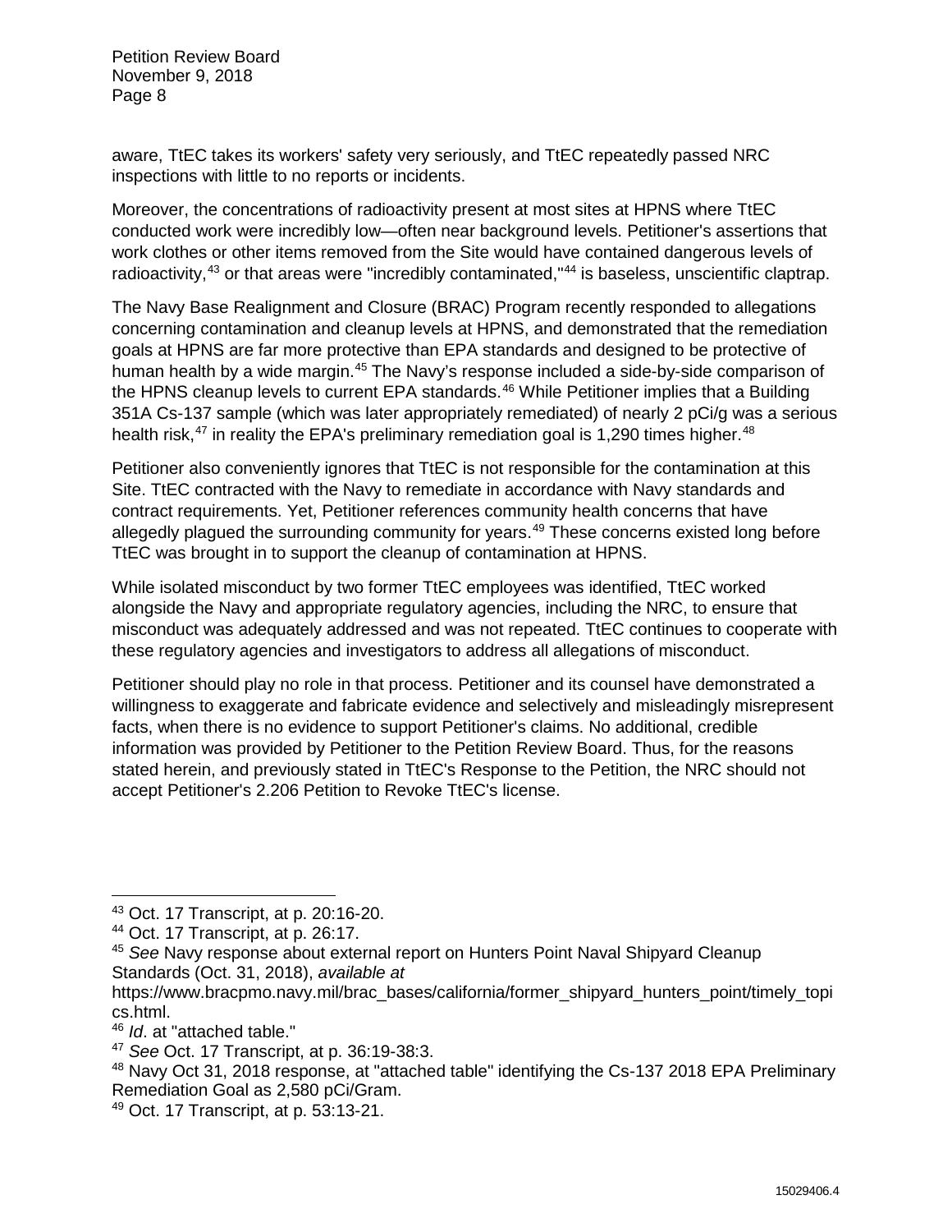aware, TtEC takes its workers' safety very seriously, and TtEC repeatedly passed NRC inspections with little to no reports or incidents.

Moreover, the concentrations of radioactivity present at most sites at HPNS where TtEC conducted work were incredibly low—often near background levels. Petitioner's assertions that work clothes or other items removed from the Site would have contained dangerous levels of radioactivity,[43] or that areas were "incredibly contaminated,"[44] is baseless, unscientific claptrap.

The Navy Base Realignment and Closure (BRAC) Program recently responded to allegations concerning contamination and cleanup levels at HPNS, and demonstrated that the remediation goals at HPNS are far more protective than EPA standards and designed to be protective of human health by a wide margin.[45] The Navy's response included a side-by-side comparison of the HPNS cleanup levels to current EPA standards.[46] While Petitioner implies that a Building 351A Cs-137 sample (which was later appropriately remediated) of nearly 2 pCi/g was a serious health risk,[47] in reality the EPA's preliminary remediation goal is 1,290 times higher.[48]

Petitioner also conveniently ignores that TtEC is not responsible for the contamination at this Site. TtEC contracted with the Navy to remediate in accordance with Navy standards and contract requirements. Yet, Petitioner references community health concerns that have allegedly plagued the surrounding community for years.[49] These concerns existed long before TtEC was brought in to support the cleanup of contamination at HPNS.

While isolated misconduct by two former TtEC employees was identified, TtEC worked alongside the Navy and appropriate regulatory agencies, including the NRC, to ensure that misconduct was adequately addressed and was not repeated. TtEC continues to cooperate with these regulatory agencies and investigators to address all allegations of misconduct.

Petitioner should play no role in that process. Petitioner and its counsel have demonstrated a willingness to exaggerate and fabricate evidence and selectively and misleadingly misrepresent facts, when there is no evidence to support Petitioner's claims. No additional, credible information was provided by Petitioner to the Petition Review Board. Thus, for the reasons stated herein, and previously stated in TtEC's Response to the Petition, the NRC should not accept Petitioner's 2.206 Petition to Revoke TtEC's license.

---

[43] Oct. 17 Transcript, at p. 20:16-20.

[44] Oct. 17 Transcript, at p. 26:17.

[45] *See* Navy response about external report on Hunters Point Naval Shipyard Cleanup Standards (Oct. 31, 2018), *available at* https://www.bracpmo.navy.mil/brac_bases/california/former_shipyard_hunters_point/timely_topics.html.

[46] *Id*. at "attached table."

[47] *See* Oct. 17 Transcript, at p. 36:19-38:3.

[48] Navy Oct 31, 2018 response, at "attached table" identifying the Cs-137 2018 EPA Preliminary Remediation Goal as 2,580 pCi/Gram.

[49] Oct. 17 Transcript, at p. 53:13-21.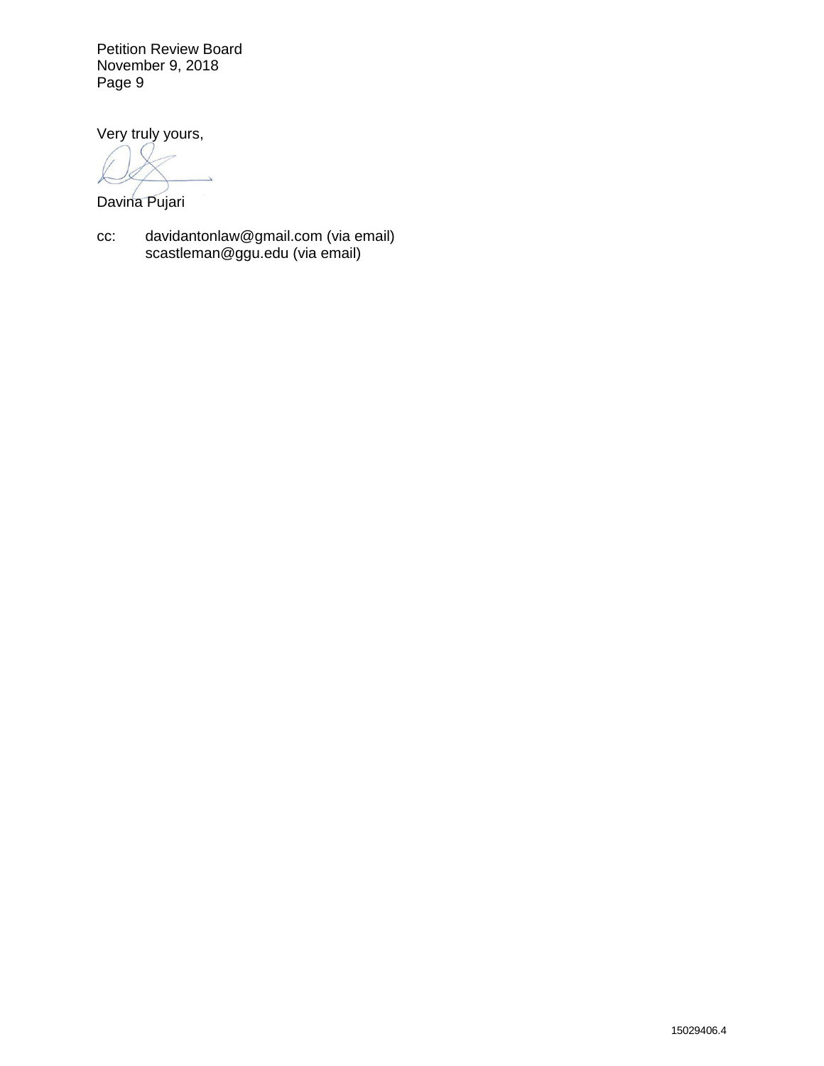Very truly yours,

Davina Pujari

cc: davidantonlaw@gmail.com (via email)
scastleman@ggu.edu (via email)

15029406.4